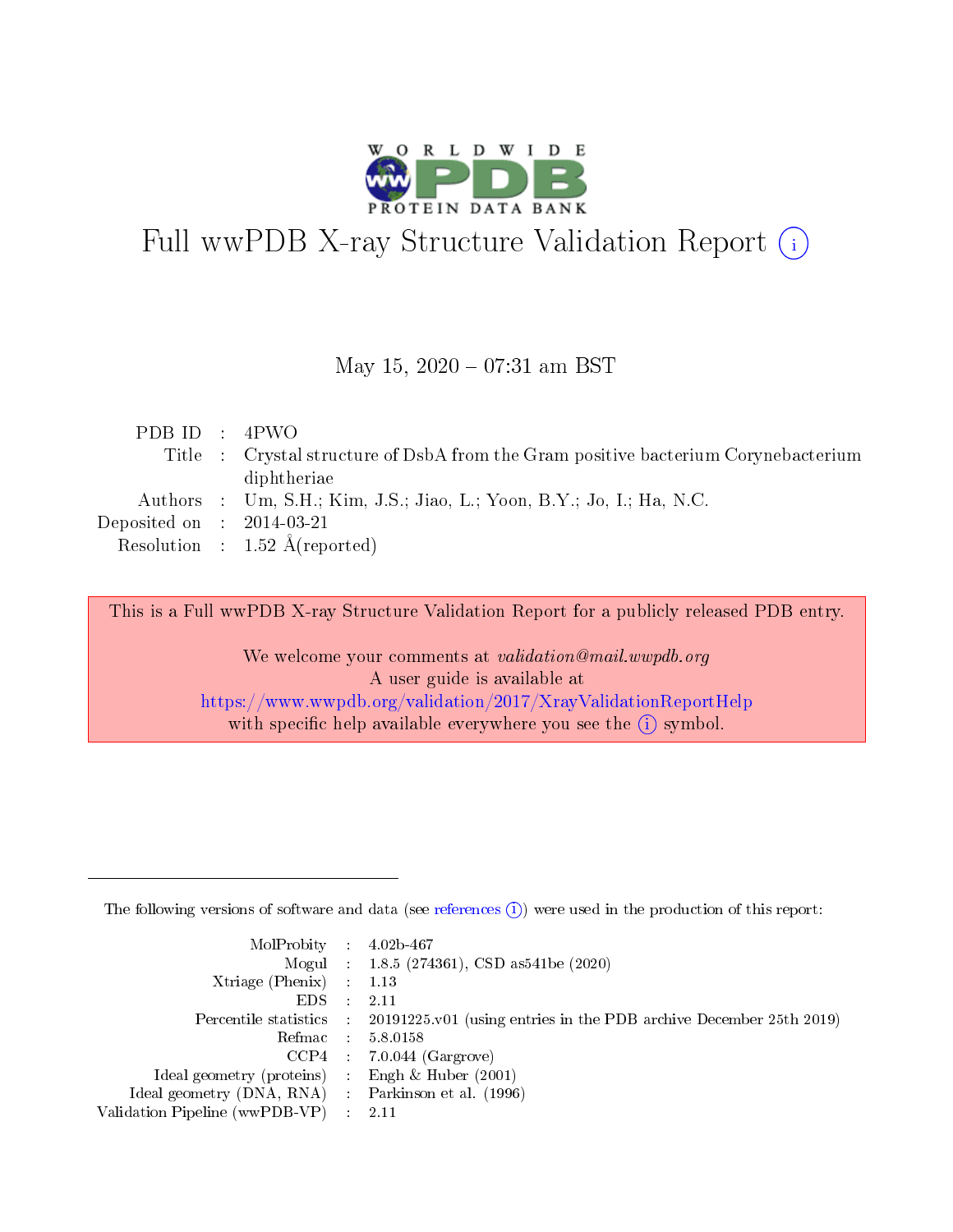# Full wwPDB X-ray Structure Validation Report (i)

May 15, 2020 – 07:31 am BST

| | | |
|---|---|---|
| PDB ID | : | 4PWO |
| Title | : | Crystal structure of DsbA from the Gram positive bacterium Corynebacterium diphtheriae |
| Authors | : | Um, S.H.; Kim, J.S.; Jiao, L.; Yoon, B.Y.; Jo, I.; Ha, N.C. |
| Deposited on | : | 2014-03-21 |
| Resolution | : | 1.52 Å(reported) |

This is a Full wwPDB X-ray Structure Validation Report for a publicly released PDB entry.

We welcome your comments at *validation@mail.wwpdb.org*
A user guide is available at
https://www.wwpdb.org/validation/2017/XrayValidationReportHelp
with specific help available everywhere you see the (i) symbol.

---

The following versions of software and data (see references (i)) were used in the production of this report:

| | | |
|---|---|---|
| MolProbity | : | 4.02b-467 |
| Mogul | : | 1.8.5 (274361), CSD as541be (2020) |
| Xtriage (Phenix) | : | 1.13 |
| EDS | : | 2.11 |
| Percentile statistics | : | 20191225.v01 (using entries in the PDB archive December 25th 2019) |
| Refmac | : | 5.8.0158 |
| CCP4 | : | 7.0.044 (Gargrove) |
| Ideal geometry (proteins) | : | Engh & Huber (2001) |
| Ideal geometry (DNA, RNA) | : | Parkinson et al. (1996) |
| Validation Pipeline (wwPDB-VP) | : | 2.11 |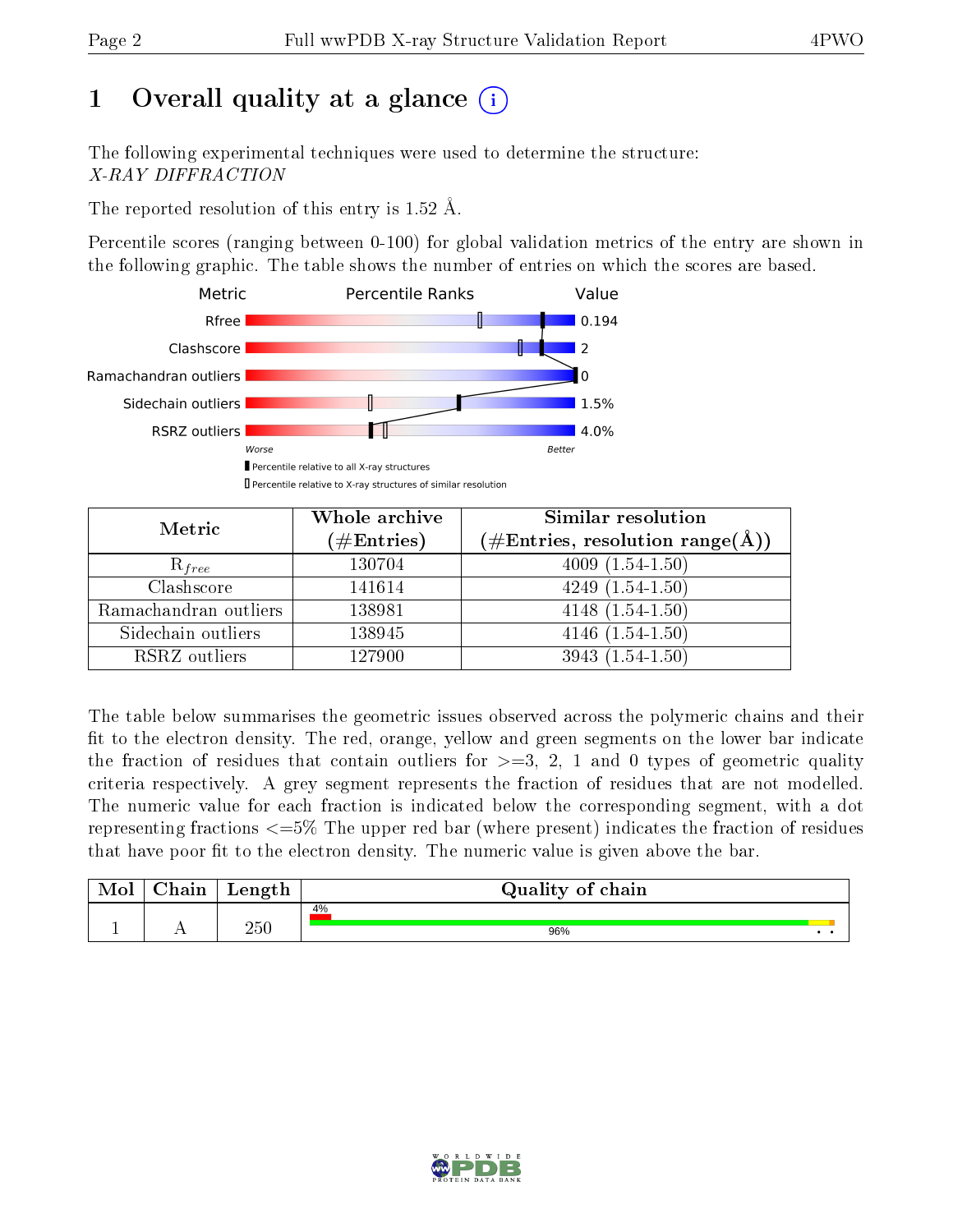# 1 Overall quality at a glance

The following experimental techniques were used to determine the structure:
*X-RAY DIFFRACTION*

The reported resolution of this entry is 1.52 Å.

Percentile scores (ranging between 0-100) for global validation metrics of the entry are shown in the following graphic. The table shows the number of entries on which the scores are based.

| Metric | Value |
|---|---|
| Rfree | 0.194 |
| Clashscore | 2 |
| Ramachandran outliers | 0 |
| Sidechain outliers | 1.5% |
| RSRZ outliers | 4.0% |

Worse — Better

Percentile relative to all X-ray structures
Percentile relative to X-ray structures of similar resolution

| Metric | Whole archive (#Entries) | Similar resolution (#Entries, resolution range(Å)) |
|---|---|---|
| $R_{free}$ | 130704 | 4009 (1.54-1.50) |
| Clashscore | 141614 | 4249 (1.54-1.50) |
| Ramachandran outliers | 138981 | 4148 (1.54-1.50) |
| Sidechain outliers | 138945 | 4146 (1.54-1.50) |
| RSRZ outliers | 127900 | 3943 (1.54-1.50) |

The table below summarises the geometric issues observed across the polymeric chains and their fit to the electron density. The red, orange, yellow and green segments on the lower bar indicate the fraction of residues that contain outliers for >=3, 2, 1 and 0 types of geometric quality criteria respectively. A grey segment represents the fraction of residues that are not modelled. The numeric value for each fraction is indicated below the corresponding segment, with a dot representing fractions <=5% The upper red bar (where present) indicates the fraction of residues that have poor fit to the electron density. The numeric value is given above the bar.

| Mol | Chain | Length | Quality of chain |
|---|---|---|---|
| 1 | A | 250 | 4% / 96% • • |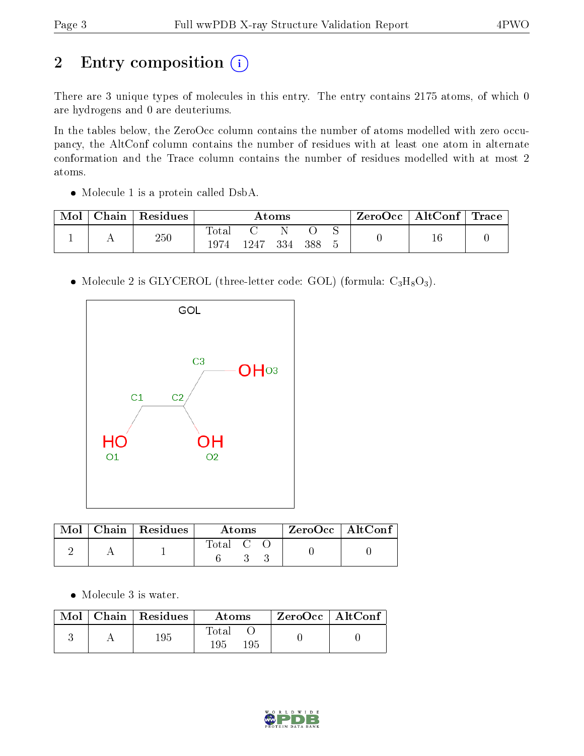## 2 Entry composition

There are 3 unique types of molecules in this entry. The entry contains 2175 atoms, of which 0 are hydrogens and 0 are deuteriums.

In the tables below, the ZeroOcc column contains the number of atoms modelled with zero occupancy, the AltConf column contains the number of residues with at least one atom in alternate conformation and the Trace column contains the number of residues modelled with at most 2 atoms.

- Molecule 1 is a protein called DsbA.

| Mol | Chain | Residues | Atoms | | | | | ZeroOcc | AltConf | Trace |
|---|---|---|---|---|---|---|---|---|---|---|
| 1 | A | 250 | Total | C | N | O | S | 0 | 16 | 0 |
| | | | 1974 | 1247 | 334 | 388 | 5 | | | |

- Molecule 2 is GLYCEROL (three-letter code: GOL) (formula: $C_3H_8O_3$).

| Mol | Chain | Residues | Atoms | | | ZeroOcc | AltConf |
|---|---|---|---|---|---|---|---|
| 2 | A | 1 | Total | C | O | 0 | 0 |
| | | | 6 | 3 | 3 | | |

- Molecule 3 is water.

| Mol | Chain | Residues | Atoms | | ZeroOcc | AltConf |
|---|---|---|---|---|---|---|
| 3 | A | 195 | Total | O | 0 | 0 |
| | | | 195 | 195 | | |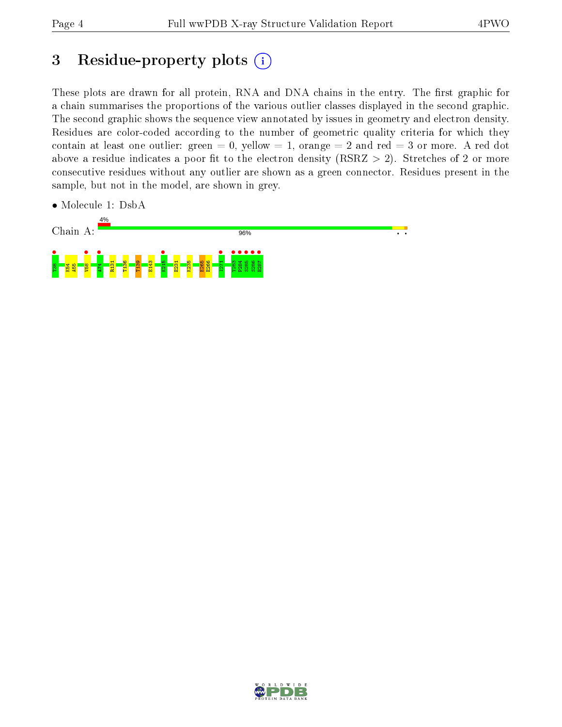# 3 Residue-property plots

These plots are drawn for all protein, RNA and DNA chains in the entry. The first graphic for a chain summarises the proportions of the various outlier classes displayed in the second graphic. The second graphic shows the sequence view annotated by issues in geometry and electron density. Residues are color-coded according to the number of geometric quality criteria for which they contain at least one outlier: green = 0, yellow = 1, orange = 2 and red = 3 or more. A red dot above a residue indicates a poor fit to the electron density (RSRZ > 2). Stretches of 2 or more consecutive residues without any outlier are shown as a green connector. Residues present in the sample, but not in the model, are shown in grey.

- Molecule 1: DsbA

Chain A: 4% | 96%

T38 K54 A55 V58 A74 R131 T136 T139 E143 K215 E231 K235 E265 E266 I271 T283 P284 S285 S286 H287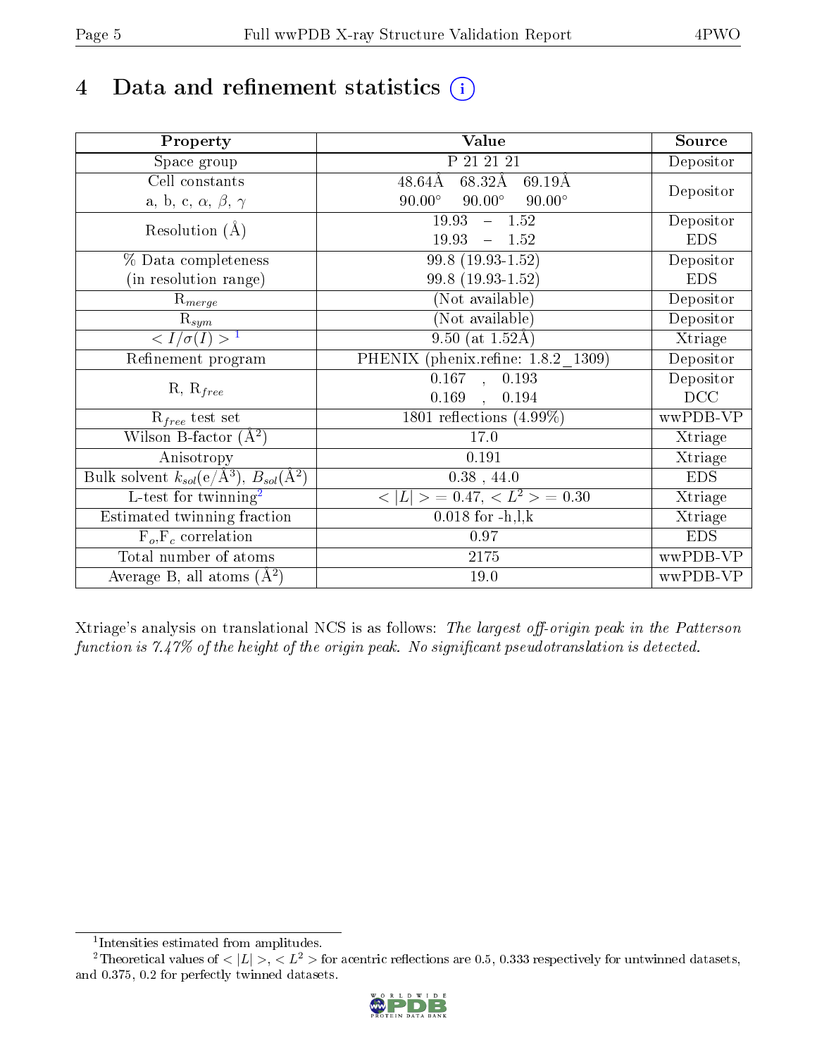# 4 Data and refinement statistics (i)

| Property | Value | Source |
|---|---|---|
| Space group | P 21 21 21 | Depositor |
| Cell constants<br>a, b, c, $\alpha$, $\beta$, $\gamma$ | 48.64Å 68.32Å 69.19Å<br>90.00° 90.00° 90.00° | Depositor |
| Resolution (Å) | 19.93 – 1.52<br>19.93 – 1.52 | Depositor<br>EDS |
| % Data completeness<br>(in resolution range) | 99.8 (19.93-1.52)<br>99.8 (19.93-1.52) | Depositor<br>EDS |
| $R_{merge}$ | (Not available) | Depositor |
| $R_{sym}$ | (Not available) | Depositor |
| $< I/\sigma(I) >$ [1] | 9.50 (at 1.52Å) | Xtriage |
| Refinement program | PHENIX (phenix.refine: 1.8.2_1309) | Depositor |
| R, $R_{free}$ | 0.167 , 0.193<br>0.169 , 0.194 | Depositor<br>DCC |
| $R_{free}$ test set | 1801 reflections (4.99%) | wwPDB-VP |
| Wilson B-factor (Å$^2$) | 17.0 | Xtriage |
| Anisotropy | 0.191 | Xtriage |
| Bulk solvent $k_{sol}$(e/Å$^3$), $B_{sol}$(Å$^2$) | 0.38 , 44.0 | EDS |
| L-test for twinning[2] | $< \|L\| >$ = 0.47, $< L^2 >$ = 0.30 | Xtriage |
| Estimated twinning fraction | 0.018 for -h,l,k | Xtriage |
| $F_o,F_c$ correlation | 0.97 | EDS |
| Total number of atoms | 2175 | wwPDB-VP |
| Average B, all atoms (Å$^2$) | 19.0 | wwPDB-VP |

Xtriage's analysis on translational NCS is as follows: *The largest off-origin peak in the Patterson function is 7.47% of the height of the origin peak. No significant pseudotranslation is detected.*

[1] Intensities estimated from amplitudes.

[2] Theoretical values of $< |L| >$, $< L^2 >$ for acentric reflections are 0.5, 0.333 respectively for untwinned datasets, and 0.375, 0.2 for perfectly twinned datasets.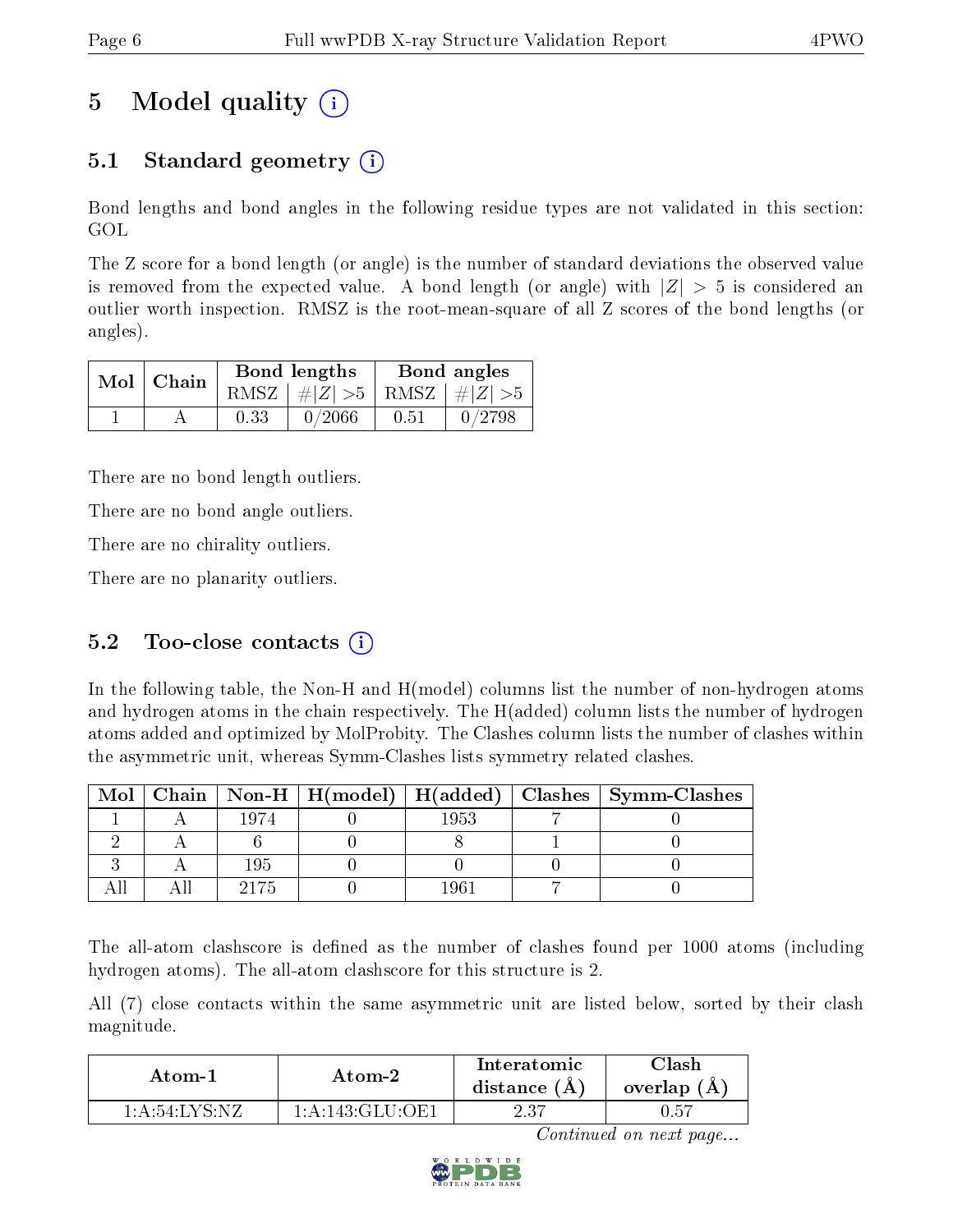# 5 Model quality

## 5.1 Standard geometry

Bond lengths and bond angles in the following residue types are not validated in this section: GOL

The Z score for a bond length (or angle) is the number of standard deviations the observed value is removed from the expected value. A bond length (or angle) with $|Z| > 5$ is considered an outlier worth inspection. RMSZ is the root-mean-square of all Z scores of the bond lengths (or angles).

| Mol | Chain | Bond lengths | | Bond angles | |
|---|---|---|---|---|---|
| | | RMSZ | $\#\|Z\| > 5$ | RMSZ | $\#\|Z\| > 5$ |
| 1 | A | 0.33 | 0/2066 | 0.51 | 0/2798 |

There are no bond length outliers.

There are no bond angle outliers.

There are no chirality outliers.

There are no planarity outliers.

## 5.2 Too-close contacts

In the following table, the Non-H and H(model) columns list the number of non-hydrogen atoms and hydrogen atoms in the chain respectively. The H(added) column lists the number of hydrogen atoms added and optimized by MolProbity. The Clashes column lists the number of clashes within the asymmetric unit, whereas Symm-Clashes lists symmetry related clashes.

| Mol | Chain | Non-H | H(model) | H(added) | Clashes | Symm-Clashes |
|---|---|---|---|---|---|---|
| 1 | A | 1974 | 0 | 1953 | 7 | 0 |
| 2 | A | 6 | 0 | 8 | 1 | 0 |
| 3 | A | 195 | 0 | 0 | 0 | 0 |
| All | All | 2175 | 0 | 1961 | 7 | 0 |

The all-atom clashscore is defined as the number of clashes found per 1000 atoms (including hydrogen atoms). The all-atom clashscore for this structure is 2.

All (7) close contacts within the same asymmetric unit are listed below, sorted by their clash magnitude.

| Atom-1 | Atom-2 | Interatomic distance (Å) | Clash overlap (Å) |
|---|---|---|---|
| 1:A:54:LYS:NZ | 1:A:143:GLU:OE1 | 2.37 | 0.57 |

*Continued on next page...*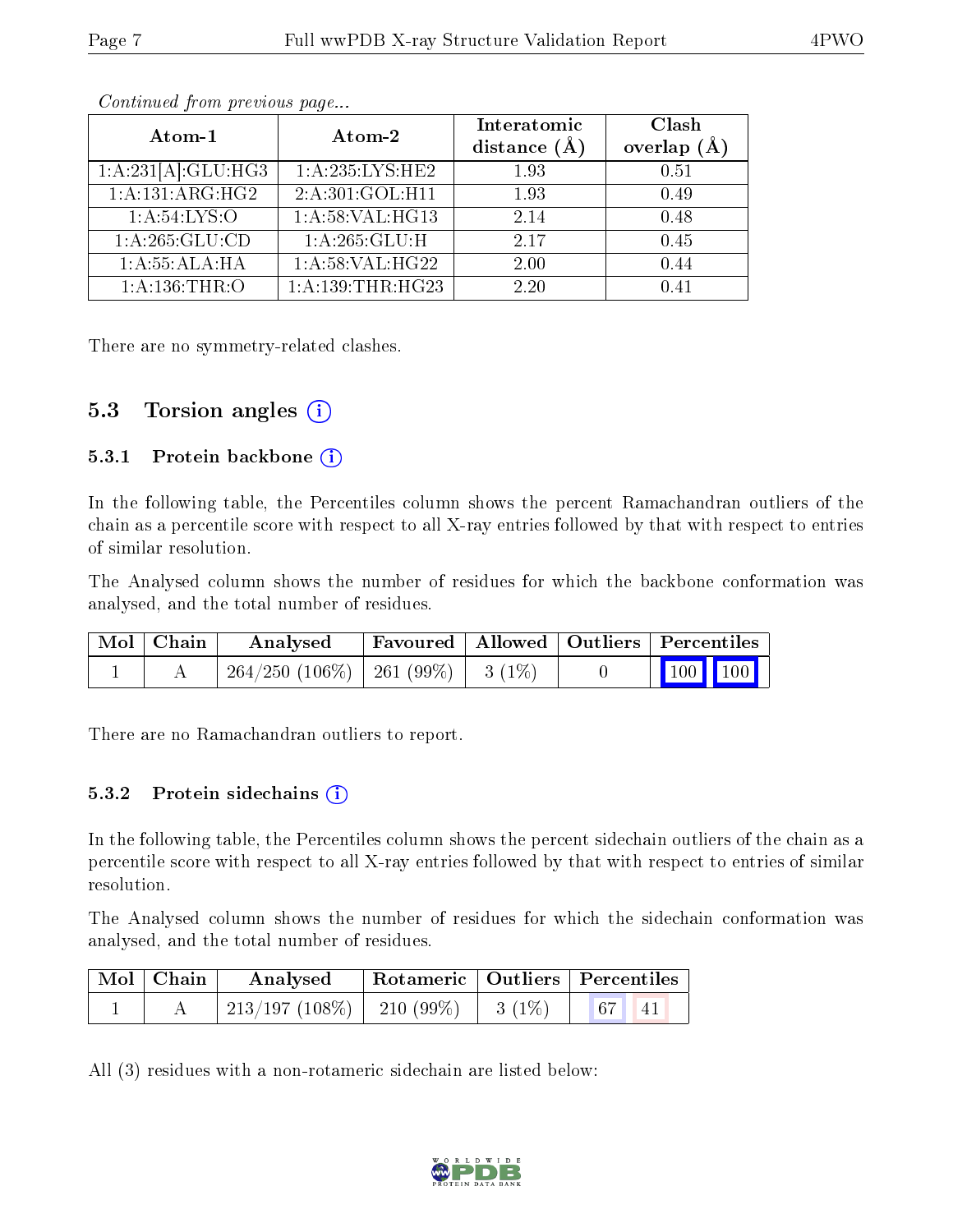*Continued from previous page...*

| Atom-1 | Atom-2 | Interatomic distance (Å) | Clash overlap (Å) |
|---|---|---|---|
| 1:A:231[A]:GLU:HG3 | 1:A:235:LYS:HE2 | 1.93 | 0.51 |
| 1:A:131:ARG:HG2 | 2:A:301:GOL:H11 | 1.93 | 0.49 |
| 1:A:54:LYS:O | 1:A:58:VAL:HG13 | 2.14 | 0.48 |
| 1:A:265:GLU:CD | 1:A:265:GLU:H | 2.17 | 0.45 |
| 1:A:55:ALA:HA | 1:A:58:VAL:HG22 | 2.00 | 0.44 |
| 1:A:136:THR:O | 1:A:139:THR:HG23 | 2.20 | 0.41 |

There are no symmetry-related clashes.

## 5.3 Torsion angles

### 5.3.1 Protein backbone

In the following table, the Percentiles column shows the percent Ramachandran outliers of the chain as a percentile score with respect to all X-ray entries followed by that with respect to entries of similar resolution.

The Analysed column shows the number of residues for which the backbone conformation was analysed, and the total number of residues.

| Mol | Chain | Analysed | Favoured | Allowed | Outliers | Percentiles | |
|---|---|---|---|---|---|---|---|
| 1 | A | 264/250 (106%) | 261 (99%) | 3 (1%) | 0 | 100 | 100 |

There are no Ramachandran outliers to report.

### 5.3.2 Protein sidechains

In the following table, the Percentiles column shows the percent sidechain outliers of the chain as a percentile score with respect to all X-ray entries followed by that with respect to entries of similar resolution.

The Analysed column shows the number of residues for which the sidechain conformation was analysed, and the total number of residues.

| Mol | Chain | Analysed | Rotameric | Outliers | Percentiles | |
|---|---|---|---|---|---|---|
| 1 | A | 213/197 (108%) | 210 (99%) | 3 (1%) | 67 | 41 |

All (3) residues with a non-rotameric sidechain are listed below: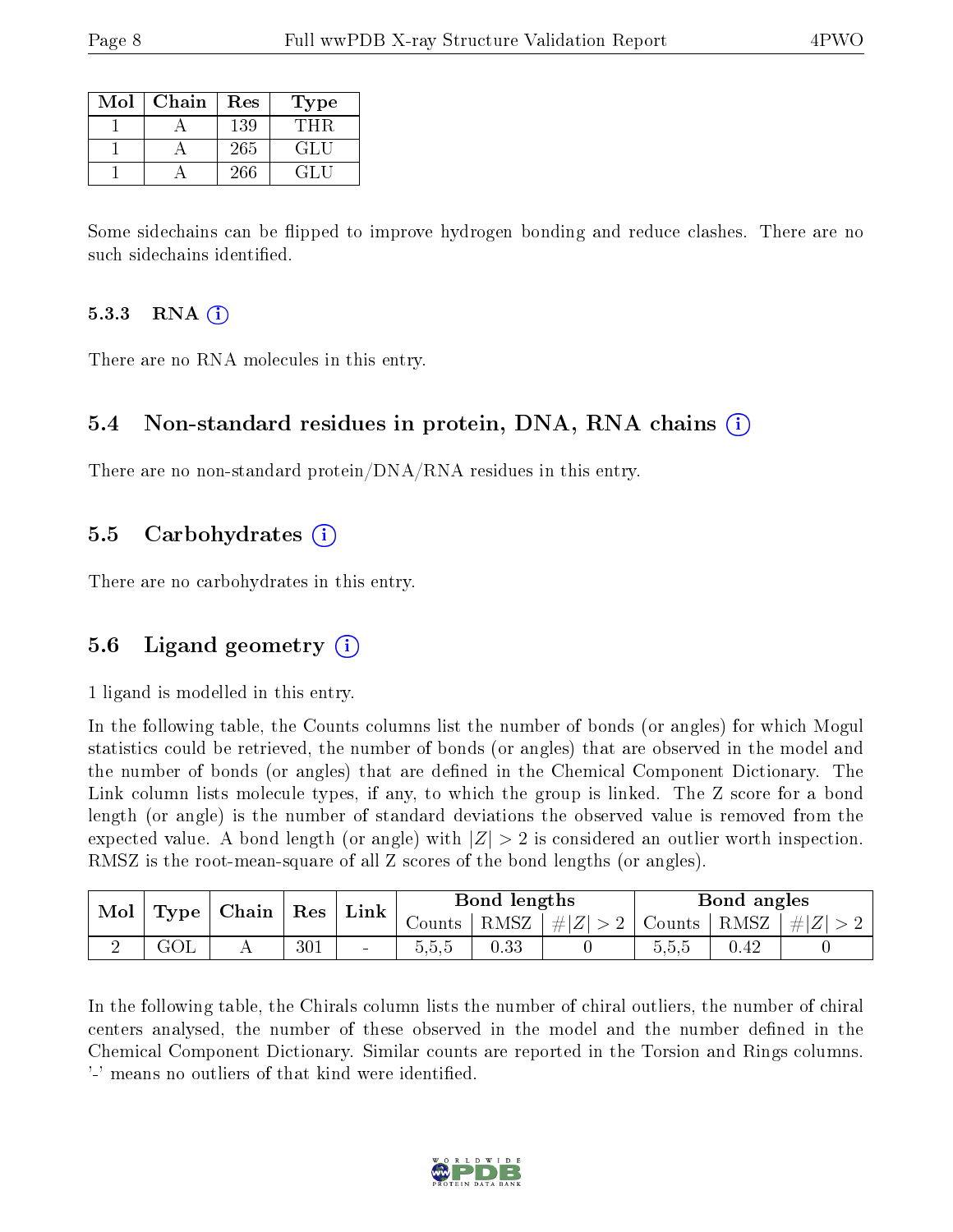| Mol | Chain | Res | Type |
|---|---|---|---|
| 1 | A | 139 | THR |
| 1 | A | 265 | GLU |
| 1 | A | 266 | GLU |

Some sidechains can be flipped to improve hydrogen bonding and reduce clashes. There are no such sidechains identified.

#### 5.3.3 RNA

There are no RNA molecules in this entry.

### 5.4 Non-standard residues in protein, DNA, RNA chains

There are no non-standard protein/DNA/RNA residues in this entry.

### 5.5 Carbohydrates

There are no carbohydrates in this entry.

### 5.6 Ligand geometry

1 ligand is modelled in this entry.

In the following table, the Counts columns list the number of bonds (or angles) for which Mogul statistics could be retrieved, the number of bonds (or angles) that are observed in the model and the number of bonds (or angles) that are defined in the Chemical Component Dictionary. The Link column lists molecule types, if any, to which the group is linked. The Z score for a bond length (or angle) is the number of standard deviations the observed value is removed from the expected value. A bond length (or angle) with $|Z| > 2$ is considered an outlier worth inspection. RMSZ is the root-mean-square of all Z scores of the bond lengths (or angles).

| Mol | Type | Chain | Res | Link | Bond lengths | | | Bond angles | | |
|---|---|---|---|---|---|---|---|---|---|---|
| | | | | | Counts | RMSZ | $\#\|Z\| > 2$ | Counts | RMSZ | $\#\|Z\| > 2$ |
| 2 | GOL | A | 301 | - | 5,5,5 | 0.33 | 0 | 5,5,5 | 0.42 | 0 |

In the following table, the Chirals column lists the number of chiral outliers, the number of chiral centers analysed, the number of these observed in the model and the number defined in the Chemical Component Dictionary. Similar counts are reported in the Torsion and Rings columns. '-' means no outliers of that kind were identified.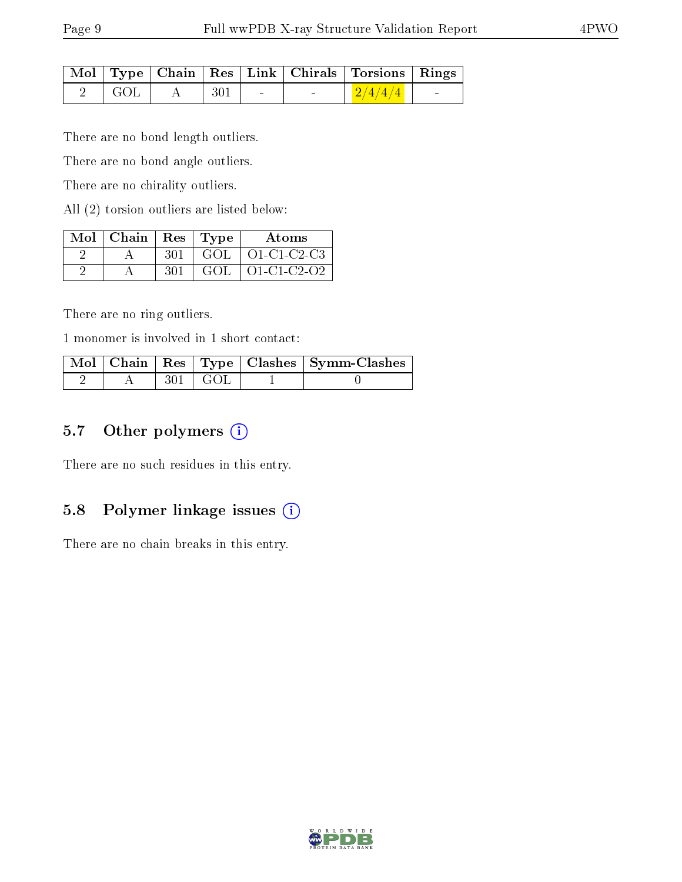| Mol | Type | Chain | Res | Link | Chirals | Torsions | Rings |
|---|---|---|---|---|---|---|---|
| 2 | GOL | A | 301 | - | - | 2/4/4/4 | - |

There are no bond length outliers.

There are no bond angle outliers.

There are no chirality outliers.

All (2) torsion outliers are listed below:

| Mol | Chain | Res | Type | Atoms |
|---|---|---|---|---|
| 2 | A | 301 | GOL | O1-C1-C2-C3 |
| 2 | A | 301 | GOL | O1-C1-C2-O2 |

There are no ring outliers.

1 monomer is involved in 1 short contact:

| Mol | Chain | Res | Type | Clashes | Symm-Clashes |
|---|---|---|---|---|---|
| 2 | A | 301 | GOL | 1 | 0 |

### 5.7 Other polymers

There are no such residues in this entry.

### 5.8 Polymer linkage issues

There are no chain breaks in this entry.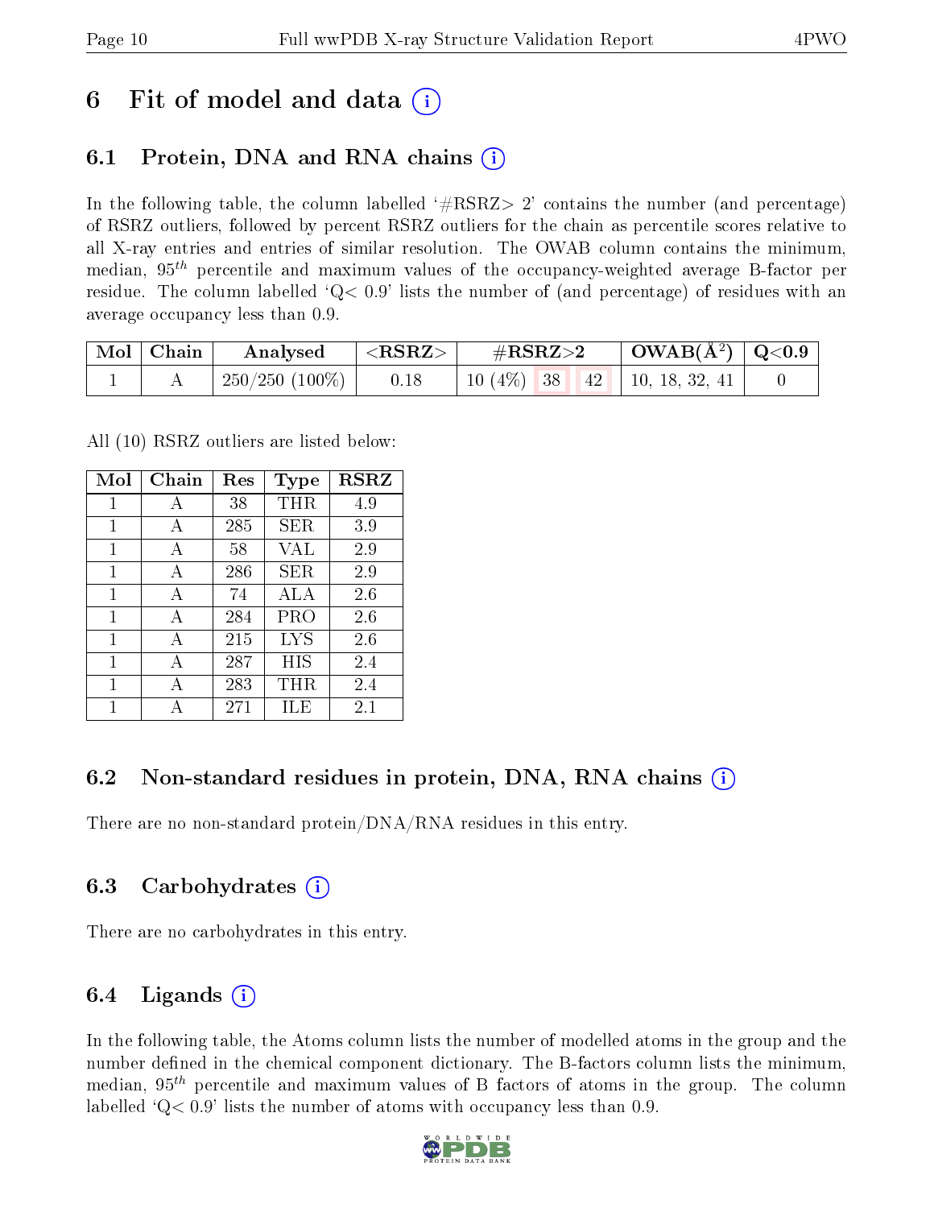# 6 Fit of model and data (i)

## 6.1 Protein, DNA and RNA chains (i)

In the following table, the column labelled '#RSRZ> 2' contains the number (and percentage) of RSRZ outliers, followed by percent RSRZ outliers for the chain as percentile scores relative to all X-ray entries and entries of similar resolution. The OWAB column contains the minimum, median, $95^{th}$ percentile and maximum values of the occupancy-weighted average B-factor per residue. The column labelled 'Q< 0.9' lists the number of (and percentage) of residues with an average occupancy less than 0.9.

| Mol | Chain | Analysed | <RSRZ> | #RSRZ>2 | | | OWAB(Å$^2$) | Q<0.9 |
|---|---|---|---|---|---|---|---|---|
| 1 | A | 250/250 (100%) | 0.18 | 10 (4%) | 38 | 42 | 10, 18, 32, 41 | 0 |

All (10) RSRZ outliers are listed below:

| Mol | Chain | Res | Type | RSRZ |
|---|---|---|---|---|
| 1 | A | 38 | THR | 4.9 |
| 1 | A | 285 | SER | 3.9 |
| 1 | A | 58 | VAL | 2.9 |
| 1 | A | 286 | SER | 2.9 |
| 1 | A | 74 | ALA | 2.6 |
| 1 | A | 284 | PRO | 2.6 |
| 1 | A | 215 | LYS | 2.6 |
| 1 | A | 287 | HIS | 2.4 |
| 1 | A | 283 | THR | 2.4 |
| 1 | A | 271 | ILE | 2.1 |

## 6.2 Non-standard residues in protein, DNA, RNA chains (i)

There are no non-standard protein/DNA/RNA residues in this entry.

## 6.3 Carbohydrates (i)

There are no carbohydrates in this entry.

## 6.4 Ligands (i)

In the following table, the Atoms column lists the number of modelled atoms in the group and the number defined in the chemical component dictionary. The B-factors column lists the minimum, median, $95^{th}$ percentile and maximum values of B factors of atoms in the group. The column labelled 'Q< 0.9' lists the number of atoms with occupancy less than 0.9.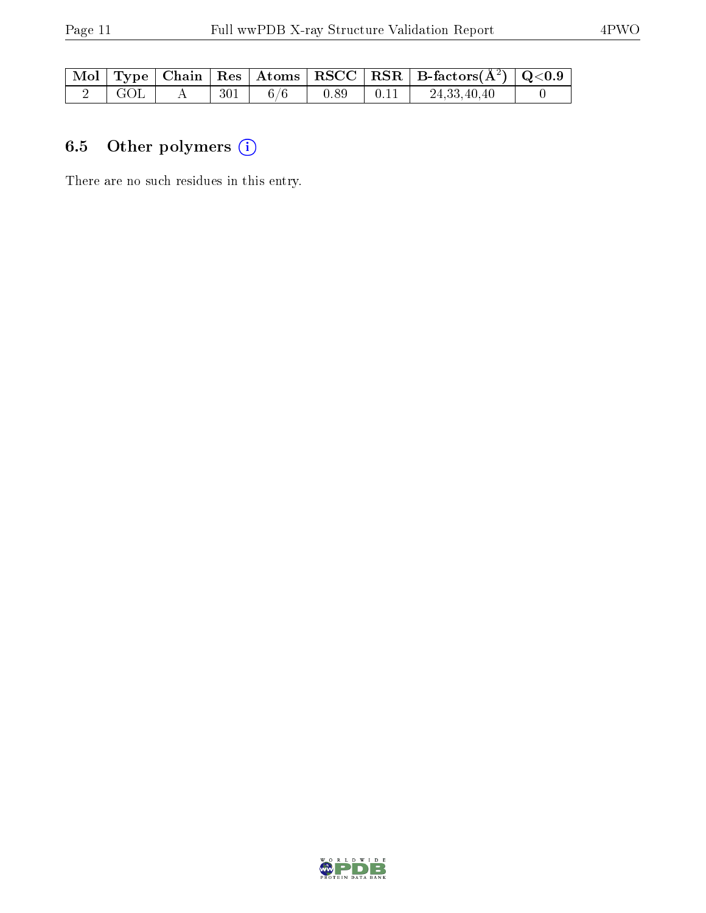| Mol | Type | Chain | Res | Atoms | RSCC | RSR | B-factors($Å^2$) | Q<0.9 |
|---|---|---|---|---|---|---|---|---|
| 2 | GOL | A | 301 | 6/6 | 0.89 | 0.11 | 24,33,40,40 | 0 |

## 6.5 Other polymers

There are no such residues in this entry.